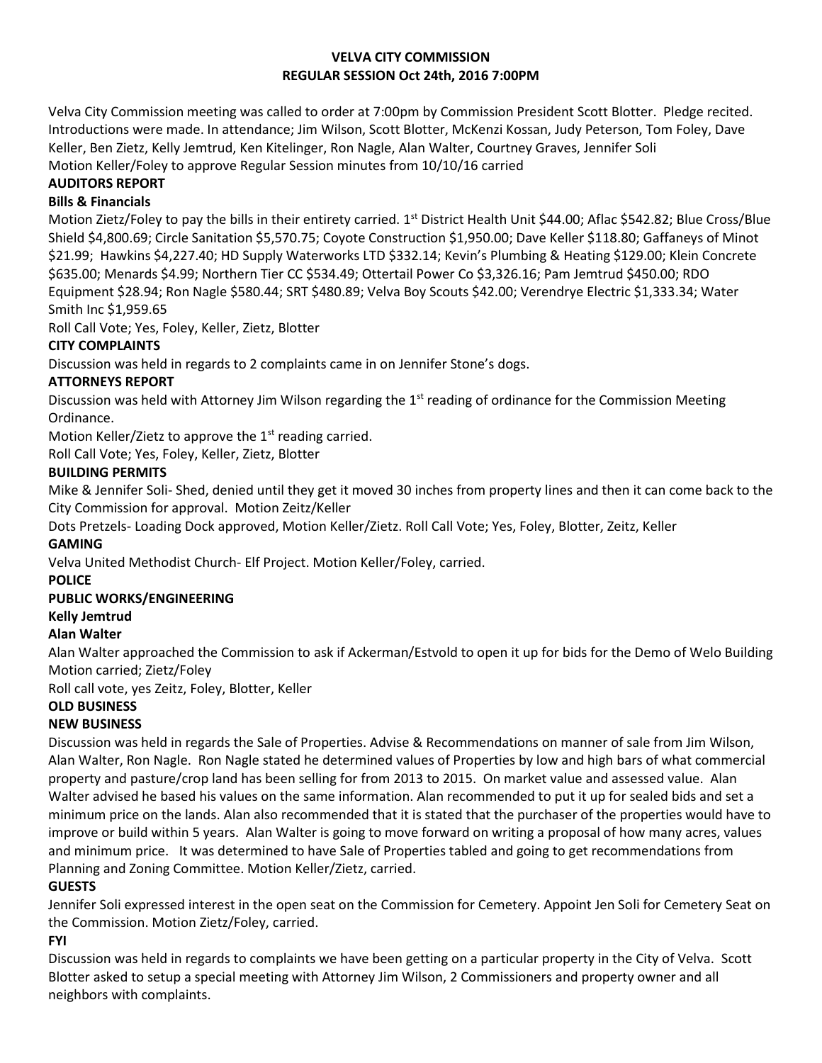**VELVA CITY COMMISSION**
**REGULAR SESSION Oct 24th, 2016 7:00PM**

Velva City Commission meeting was called to order at 7:00pm by Commission President Scott Blotter. Pledge recited. Introductions were made. In attendance; Jim Wilson, Scott Blotter, McKenzi Kossan, Judy Peterson, Tom Foley, Dave Keller, Ben Zietz, Kelly Jemtrud, Ken Kitelinger, Ron Nagle, Alan Walter, Courtney Graves, Jennifer Soli
Motion Keller/Foley to approve Regular Session minutes from 10/10/16 carried

**AUDITORS REPORT**

**Bills & Financials**

Motion Zietz/Foley to pay the bills in their entirety carried. 1st District Health Unit $44.00; Aflac $542.82; Blue Cross/Blue Shield $4,800.69; Circle Sanitation $5,570.75; Coyote Construction $1,950.00; Dave Keller $118.80; Gaffaneys of Minot $21.99; Hawkins $4,227.40; HD Supply Waterworks LTD $332.14; Kevin's Plumbing & Heating $129.00; Klein Concrete $635.00; Menards $4.99; Northern Tier CC $534.49; Ottertail Power Co $3,326.16; Pam Jemtrud $450.00; RDO Equipment $28.94; Ron Nagle $580.44; SRT $480.89; Velva Boy Scouts $42.00; Verendrye Electric $1,333.34; Water Smith Inc $1,959.65

Roll Call Vote; Yes, Foley, Keller, Zietz, Blotter

**CITY COMPLAINTS**

Discussion was held in regards to 2 complaints came in on Jennifer Stone's dogs.

**ATTORNEYS REPORT**

Discussion was held with Attorney Jim Wilson regarding the 1st reading of ordinance for the Commission Meeting Ordinance.

Motion Keller/Zietz to approve the 1st reading carried.

Roll Call Vote; Yes, Foley, Keller, Zietz, Blotter

**BUILDING PERMITS**

Mike & Jennifer Soli- Shed, denied until they get it moved 30 inches from property lines and then it can come back to the City Commission for approval. Motion Zeitz/Keller

Dots Pretzels- Loading Dock approved, Motion Keller/Zietz. Roll Call Vote; Yes, Foley, Blotter, Zeitz, Keller

**GAMING**

Velva United Methodist Church- Elf Project. Motion Keller/Foley, carried.

**POLICE**

**PUBLIC WORKS/ENGINEERING**

**Kelly Jemtrud**

**Alan Walter**

Alan Walter approached the Commission to ask if Ackerman/Estvold to open it up for bids for the Demo of Welo Building Motion carried; Zietz/Foley

Roll call vote, yes Zeitz, Foley, Blotter, Keller

**OLD BUSINESS**

**NEW BUSINESS**

Discussion was held in regards the Sale of Properties. Advise & Recommendations on manner of sale from Jim Wilson, Alan Walter, Ron Nagle. Ron Nagle stated he determined values of Properties by low and high bars of what commercial property and pasture/crop land has been selling for from 2013 to 2015. On market value and assessed value. Alan Walter advised he based his values on the same information. Alan recommended to put it up for sealed bids and set a minimum price on the lands. Alan also recommended that it is stated that the purchaser of the properties would have to improve or build within 5 years. Alan Walter is going to move forward on writing a proposal of how many acres, values and minimum price. It was determined to have Sale of Properties tabled and going to get recommendations from Planning and Zoning Committee. Motion Keller/Zietz, carried.

**GUESTS**

Jennifer Soli expressed interest in the open seat on the Commission for Cemetery. Appoint Jen Soli for Cemetery Seat on the Commission. Motion Zietz/Foley, carried.

**FYI**

Discussion was held in regards to complaints we have been getting on a particular property in the City of Velva. Scott Blotter asked to setup a special meeting with Attorney Jim Wilson, 2 Commissioners and property owner and all neighbors with complaints.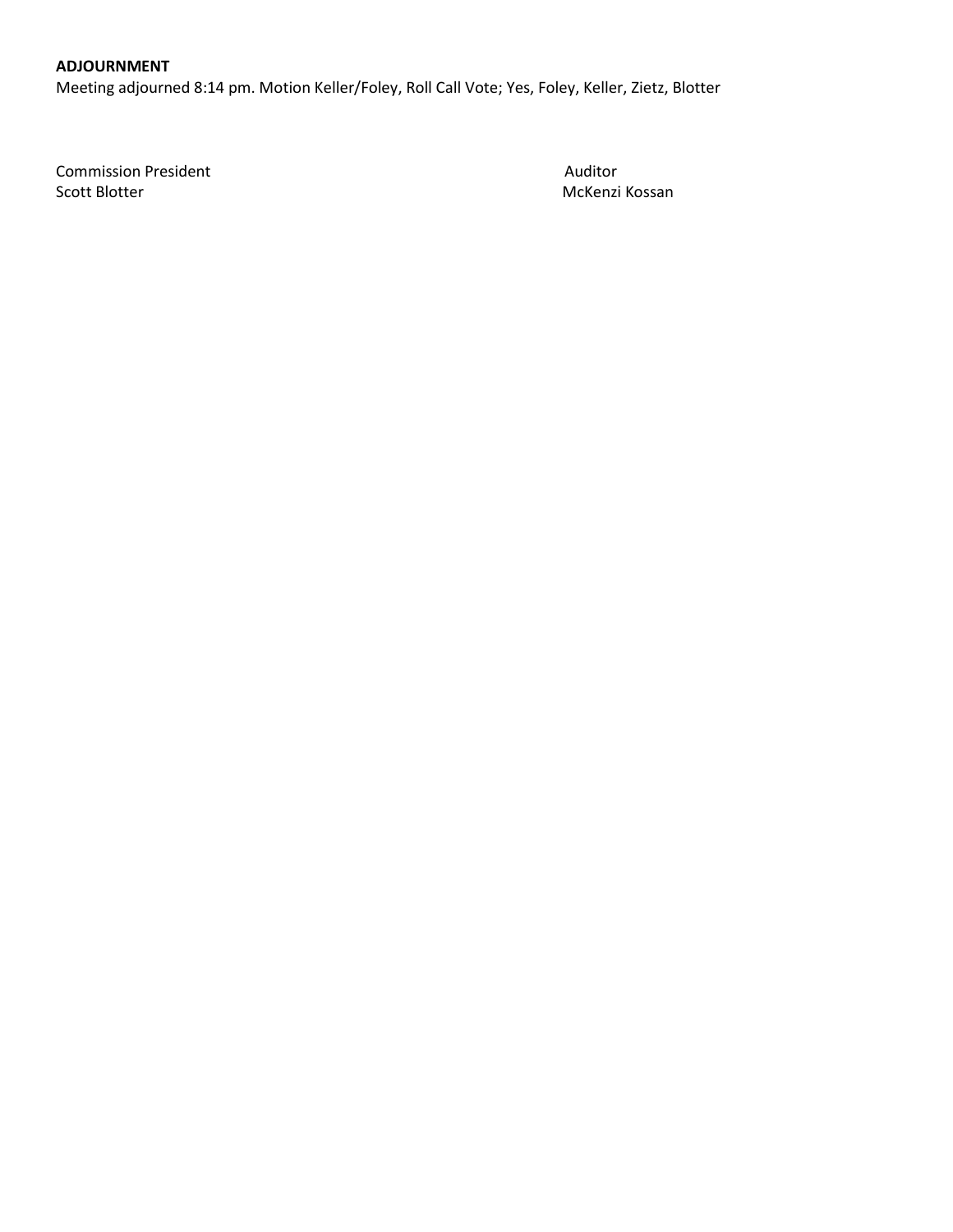**ADJOURNMENT**

Meeting adjourned 8:14 pm. Motion Keller/Foley, Roll Call Vote; Yes, Foley, Keller, Zietz, Blotter

Commission President
Scott Blotter

Auditor
McKenzi Kossan